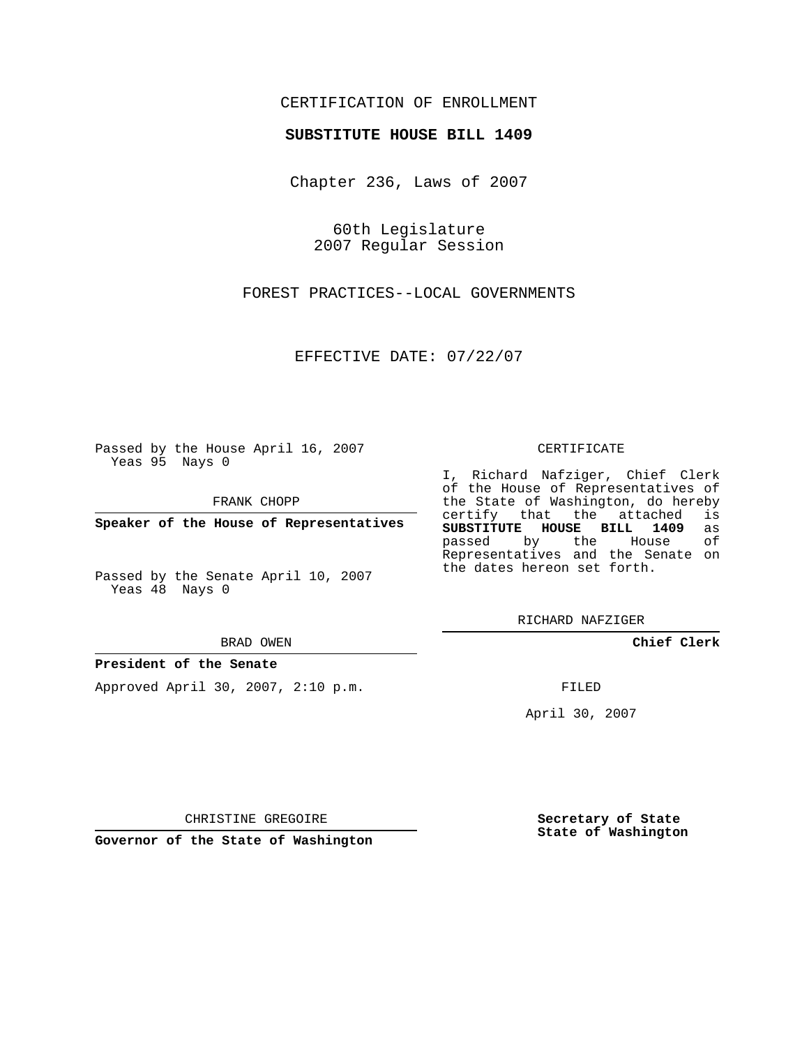CERTIFICATION OF ENROLLMENT

**SUBSTITUTE HOUSE BILL 1409**

Chapter 236, Laws of 2007

60th Legislature
2007 Regular Session

FOREST PRACTICES--LOCAL GOVERNMENTS

EFFECTIVE DATE: 07/22/07

Passed by the House April 16, 2007
Yeas 95 Nays 0

FRANK CHOPP

**Speaker of the House of Representatives**

Passed by the Senate April 10, 2007
Yeas 48 Nays 0

BRAD OWEN

**President of the Senate**

Approved April 30, 2007, 2:10 p.m.

CHRISTINE GREGOIRE

**Governor of the State of Washington**

CERTIFICATE

I, Richard Nafziger, Chief Clerk of the House of Representatives of the State of Washington, do hereby certify that the attached is **SUBSTITUTE HOUSE BILL 1409** as passed by the House of Representatives and the Senate on the dates hereon set forth.

RICHARD NAFZIGER

**Chief Clerk**

FILED

April 30, 2007

**Secretary of State**
**State of Washington**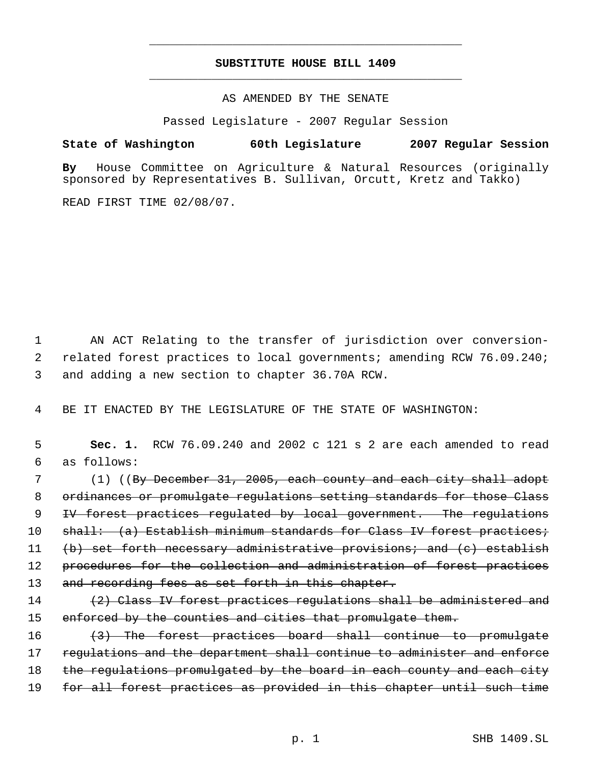**SUBSTITUTE HOUSE BILL 1409**

AS AMENDED BY THE SENATE

Passed Legislature - 2007 Regular Session

**State of Washington 60th Legislature 2007 Regular Session**

**By** House Committee on Agriculture & Natural Resources (originally sponsored by Representatives B. Sullivan, Orcutt, Kretz and Takko)

READ FIRST TIME 02/08/07.

AN ACT Relating to the transfer of jurisdiction over conversion-related forest practices to local governments; amending RCW 76.09.240; and adding a new section to chapter 36.70A RCW.

BE IT ENACTED BY THE LEGISLATURE OF THE STATE OF WASHINGTON:

**Sec. 1.** RCW 76.09.240 and 2002 c 121 s 2 are each amended to read as follows:

(1) ((~~By December 31, 2005, each county and each city shall adopt ordinances or promulgate regulations setting standards for those Class IV forest practices regulated by local government. The regulations shall: (a) Establish minimum standards for Class IV forest practices; (b) set forth necessary administrative provisions; and (c) establish procedures for the collection and administration of forest practices and recording fees as set forth in this chapter.~~

~~(2) Class IV forest practices regulations shall be administered and enforced by the counties and cities that promulgate them.~~

~~(3) The forest practices board shall continue to promulgate regulations and the department shall continue to administer and enforce the regulations promulgated by the board in each county and each city for all forest practices as provided in this chapter until such time~~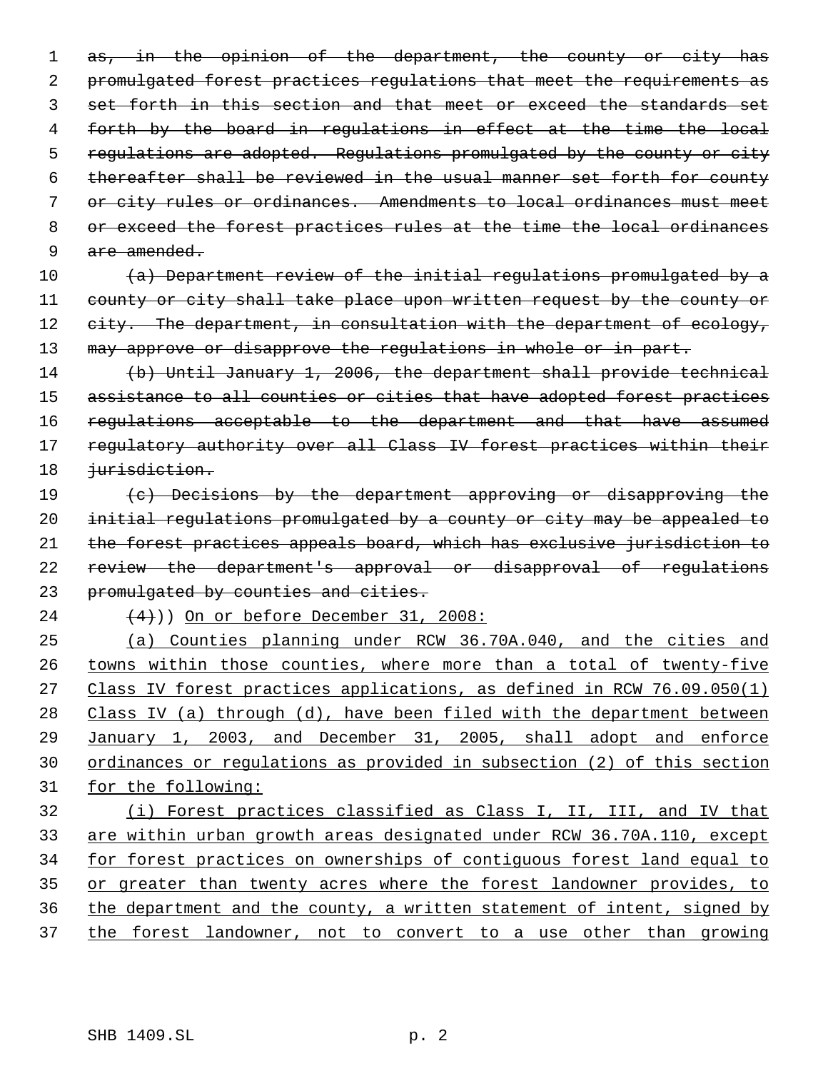~~as, in the opinion of the department, the county or city has promulgated forest practices regulations that meet the requirements as set forth in this section and that meet or exceed the standards set forth by the board in regulations in effect at the time the local regulations are adopted. Regulations promulgated by the county or city thereafter shall be reviewed in the usual manner set forth for county or city rules or ordinances. Amendments to local ordinances must meet or exceed the forest practices rules at the time the local ordinances are amended.~~

~~(a) Department review of the initial regulations promulgated by a county or city shall take place upon written request by the county or city. The department, in consultation with the department of ecology, may approve or disapprove the regulations in whole or in part.~~

~~(b) Until January 1, 2006, the department shall provide technical assistance to all counties or cities that have adopted forest practices regulations acceptable to the department and that have assumed regulatory authority over all Class IV forest practices within their jurisdiction.~~

~~(c) Decisions by the department approving or disapproving the initial regulations promulgated by a county or city may be appealed to the forest practices appeals board, which has exclusive jurisdiction to review the department's approval or disapproval of regulations promulgated by counties and cities.~~

~~(4)~~)) On or before December 31, 2008:

(a) Counties planning under RCW 36.70A.040, and the cities and towns within those counties, where more than a total of twenty-five Class IV forest practices applications, as defined in RCW 76.09.050(1) Class IV (a) through (d), have been filed with the department between January 1, 2003, and December 31, 2005, shall adopt and enforce ordinances or regulations as provided in subsection (2) of this section for the following:

(i) Forest practices classified as Class I, II, III, and IV that are within urban growth areas designated under RCW 36.70A.110, except for forest practices on ownerships of contiguous forest land equal to or greater than twenty acres where the forest landowner provides, to the department and the county, a written statement of intent, signed by the forest landowner, not to convert to a use other than growing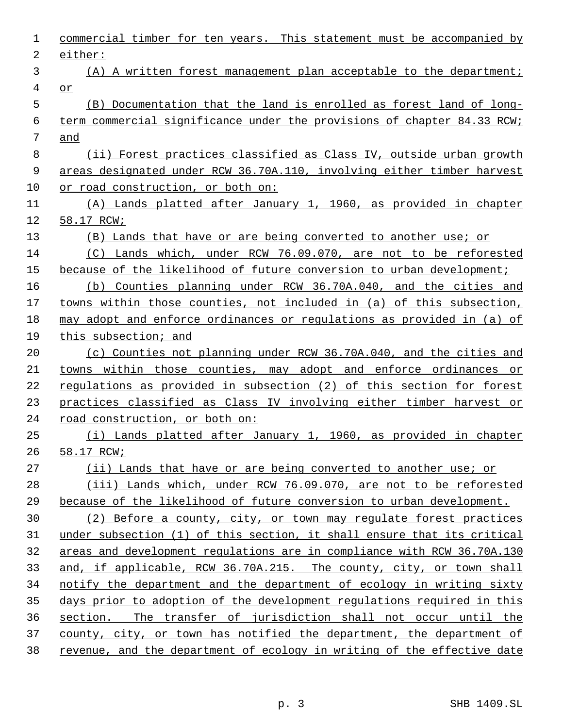commercial timber for ten years. This statement must be accompanied by either:

(A) A written forest management plan acceptable to the department; or

(B) Documentation that the land is enrolled as forest land of long-term commercial significance under the provisions of chapter 84.33 RCW; and

(ii) Forest practices classified as Class IV, outside urban growth areas designated under RCW 36.70A.110, involving either timber harvest or road construction, or both on:

(A) Lands platted after January 1, 1960, as provided in chapter 58.17 RCW;

(B) Lands that have or are being converted to another use; or

(C) Lands which, under RCW 76.09.070, are not to be reforested because of the likelihood of future conversion to urban development;

(b) Counties planning under RCW 36.70A.040, and the cities and towns within those counties, not included in (a) of this subsection, may adopt and enforce ordinances or regulations as provided in (a) of this subsection; and

(c) Counties not planning under RCW 36.70A.040, and the cities and towns within those counties, may adopt and enforce ordinances or regulations as provided in subsection (2) of this section for forest practices classified as Class IV involving either timber harvest or road construction, or both on:

(i) Lands platted after January 1, 1960, as provided in chapter 58.17 RCW;

(ii) Lands that have or are being converted to another use; or

(iii) Lands which, under RCW 76.09.070, are not to be reforested because of the likelihood of future conversion to urban development.

(2) Before a county, city, or town may regulate forest practices under subsection (1) of this section, it shall ensure that its critical areas and development regulations are in compliance with RCW 36.70A.130 and, if applicable, RCW 36.70A.215. The county, city, or town shall notify the department and the department of ecology in writing sixty days prior to adoption of the development regulations required in this section. The transfer of jurisdiction shall not occur until the county, city, or town has notified the department, the department of revenue, and the department of ecology in writing of the effective date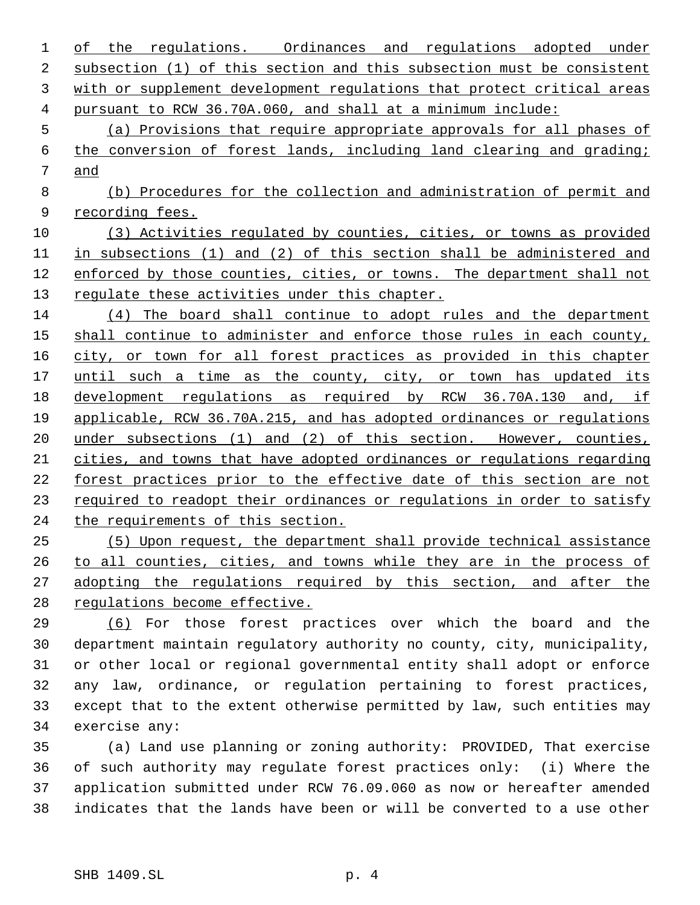of the regulations. Ordinances and regulations adopted under subsection (1) of this section and this subsection must be consistent with or supplement development regulations that protect critical areas pursuant to RCW 36.70A.060, and shall at a minimum include:

(a) Provisions that require appropriate approvals for all phases of the conversion of forest lands, including land clearing and grading; and

(b) Procedures for the collection and administration of permit and recording fees.

(3) Activities regulated by counties, cities, or towns as provided in subsections (1) and (2) of this section shall be administered and enforced by those counties, cities, or towns. The department shall not regulate these activities under this chapter.

(4) The board shall continue to adopt rules and the department shall continue to administer and enforce those rules in each county, city, or town for all forest practices as provided in this chapter until such a time as the county, city, or town has updated its development regulations as required by RCW 36.70A.130 and, if applicable, RCW 36.70A.215, and has adopted ordinances or regulations under subsections (1) and (2) of this section. However, counties, cities, and towns that have adopted ordinances or regulations regarding forest practices prior to the effective date of this section are not required to readopt their ordinances or regulations in order to satisfy the requirements of this section.

(5) Upon request, the department shall provide technical assistance to all counties, cities, and towns while they are in the process of adopting the regulations required by this section, and after the regulations become effective.

(6) For those forest practices over which the board and the department maintain regulatory authority no county, city, municipality, or other local or regional governmental entity shall adopt or enforce any law, ordinance, or regulation pertaining to forest practices, except that to the extent otherwise permitted by law, such entities may exercise any:

(a) Land use planning or zoning authority: PROVIDED, That exercise of such authority may regulate forest practices only: (i) Where the application submitted under RCW 76.09.060 as now or hereafter amended indicates that the lands have been or will be converted to a use other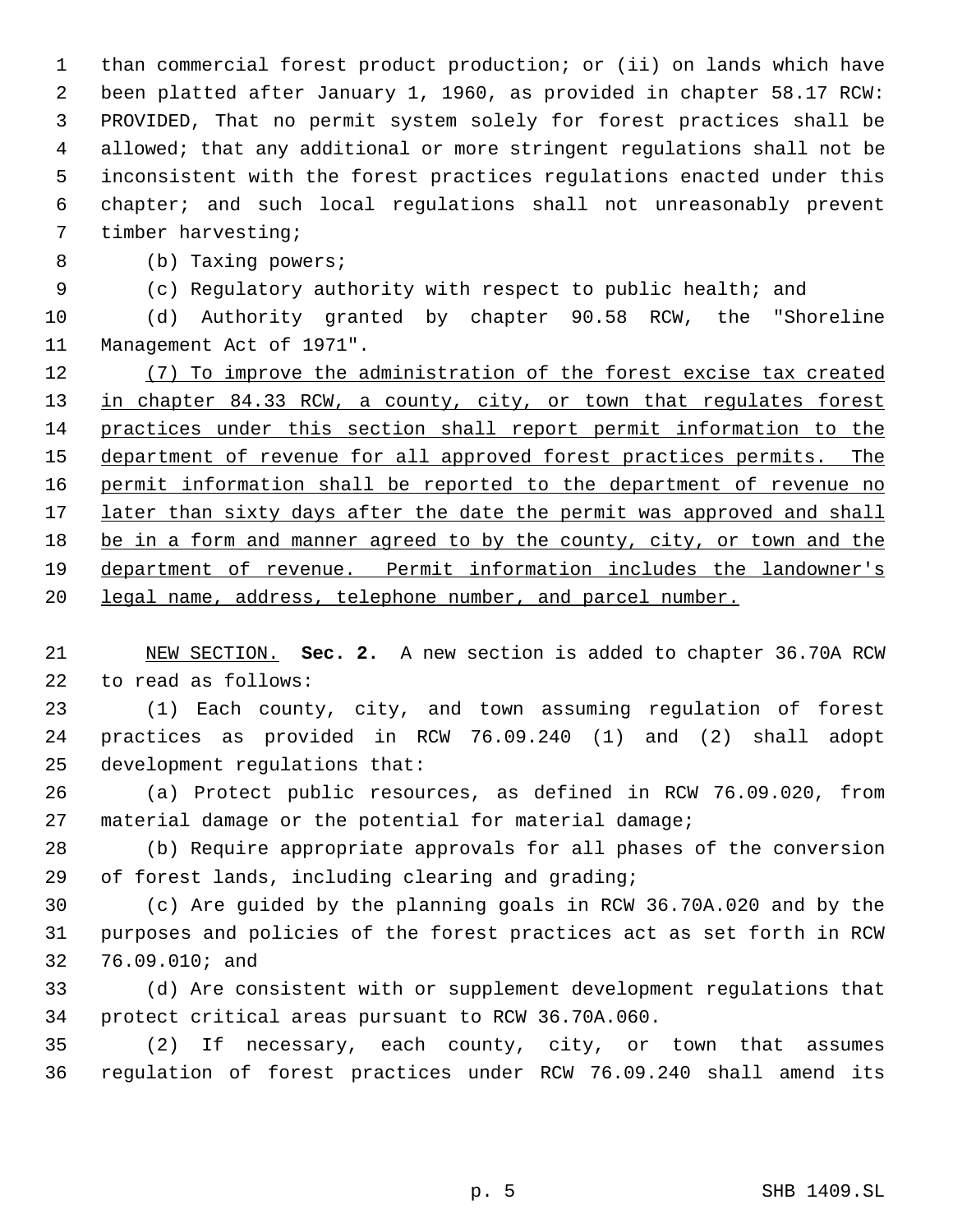than commercial forest product production; or (ii) on lands which have been platted after January 1, 1960, as provided in chapter 58.17 RCW: PROVIDED, That no permit system solely for forest practices shall be allowed; that any additional or more stringent regulations shall not be inconsistent with the forest practices regulations enacted under this chapter; and such local regulations shall not unreasonably prevent timber harvesting;

(b) Taxing powers;

(c) Regulatory authority with respect to public health; and

(d) Authority granted by chapter 90.58 RCW, the "Shoreline Management Act of 1971".

<u>(7) To improve the administration of the forest excise tax created in chapter 84.33 RCW, a county, city, or town that regulates forest practices under this section shall report permit information to the department of revenue for all approved forest practices permits. The permit information shall be reported to the department of revenue no later than sixty days after the date the permit was approved and shall be in a form and manner agreed to by the county, city, or town and the department of revenue. Permit information includes the landowner's legal name, address, telephone number, and parcel number.</u>

<u>NEW SECTION.</u> **Sec. 2.** A new section is added to chapter 36.70A RCW to read as follows:

(1) Each county, city, and town assuming regulation of forest practices as provided in RCW 76.09.240 (1) and (2) shall adopt development regulations that:

(a) Protect public resources, as defined in RCW 76.09.020, from material damage or the potential for material damage;

(b) Require appropriate approvals for all phases of the conversion of forest lands, including clearing and grading;

(c) Are guided by the planning goals in RCW 36.70A.020 and by the purposes and policies of the forest practices act as set forth in RCW 76.09.010; and

(d) Are consistent with or supplement development regulations that protect critical areas pursuant to RCW 36.70A.060.

(2) If necessary, each county, city, or town that assumes regulation of forest practices under RCW 76.09.240 shall amend its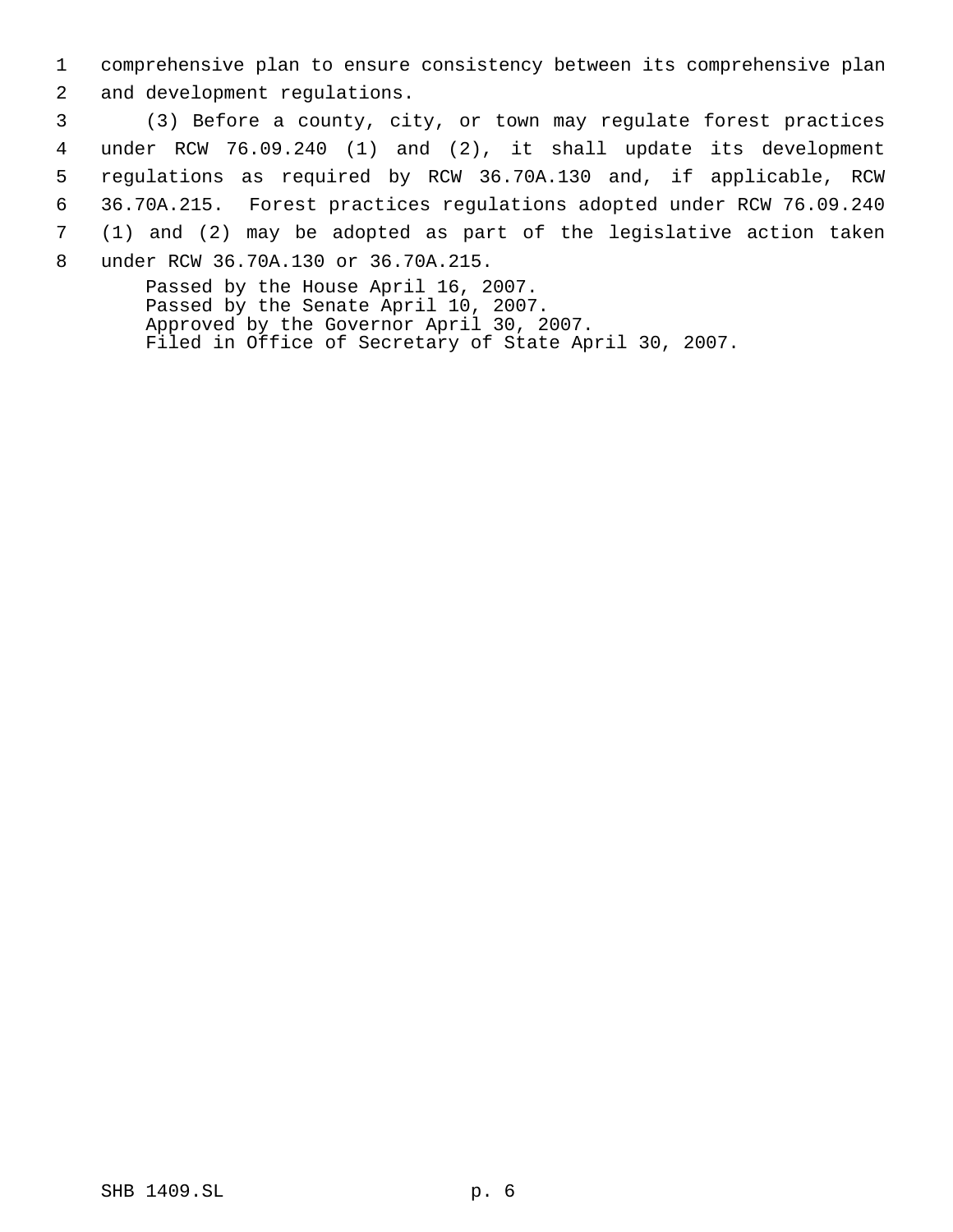comprehensive plan to ensure consistency between its comprehensive plan and development regulations.

(3) Before a county, city, or town may regulate forest practices under RCW 76.09.240 (1) and (2), it shall update its development regulations as required by RCW 36.70A.130 and, if applicable, RCW 36.70A.215. Forest practices regulations adopted under RCW 76.09.240 (1) and (2) may be adopted as part of the legislative action taken under RCW 36.70A.130 or 36.70A.215.

Passed by the House April 16, 2007.
Passed by the Senate April 10, 2007.
Approved by the Governor April 30, 2007.
Filed in Office of Secretary of State April 30, 2007.